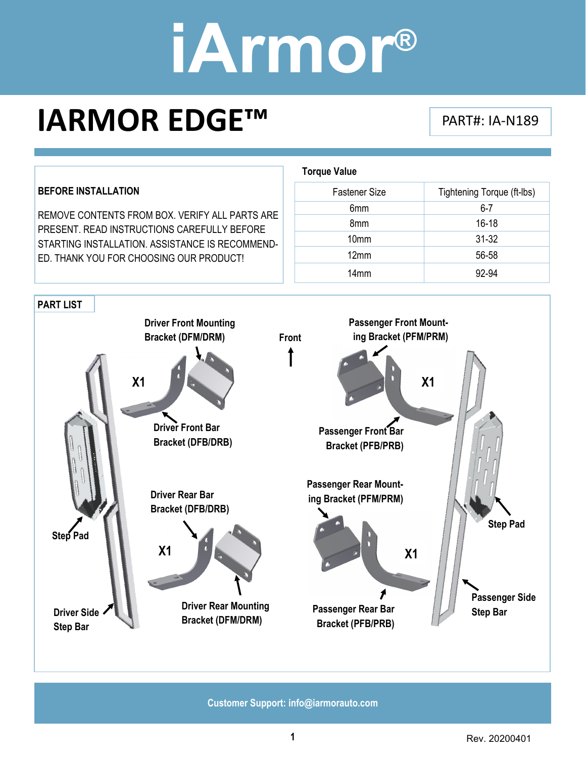# iArmor®

## IARMOR EDGE™

PART#: IA-N189

**BEFORE INSTALLATION**

REMOVE CONTENTS FROM BOX. VERIFY ALL PARTS ARE PRESENT. READ INSTRUCTIONS CAREFULLY BEFORE STARTING INSTALLATION. ASSISTANCE IS RECOMMENDED. THANK YOU FOR CHOOSING OUR PRODUCT!

**Torque Value**

| Fastener Size | Tightening Torque (ft-lbs) |
|---|---|
| 6mm | 6-7 |
| 8mm | 16-18 |
| 10mm | 31-32 |
| 12mm | 56-58 |
| 14mm | 92-94 |

**PART LIST**

Driver Front Mounting Bracket (DFM/DRM)

X1

Driver Front Bar Bracket (DFB/DRB)

Front

Passenger Front Mounting Bracket (PFM/PRM)

X1

Passenger Front Bar Bracket (PFB/PRB)

Step Pad

Driver Rear Bar Bracket (DFB/DRB)

X1

Driver Rear Mounting Bracket (DFM/DRM)

Driver Side Step Bar

Passenger Rear Mounting Bracket (PFM/PRM)

X1

Passenger Rear Bar Bracket (PFB/PRB)

Step Pad

Passenger Side Step Bar

Customer Support: info@iarmorauto.com

Rev. 20200401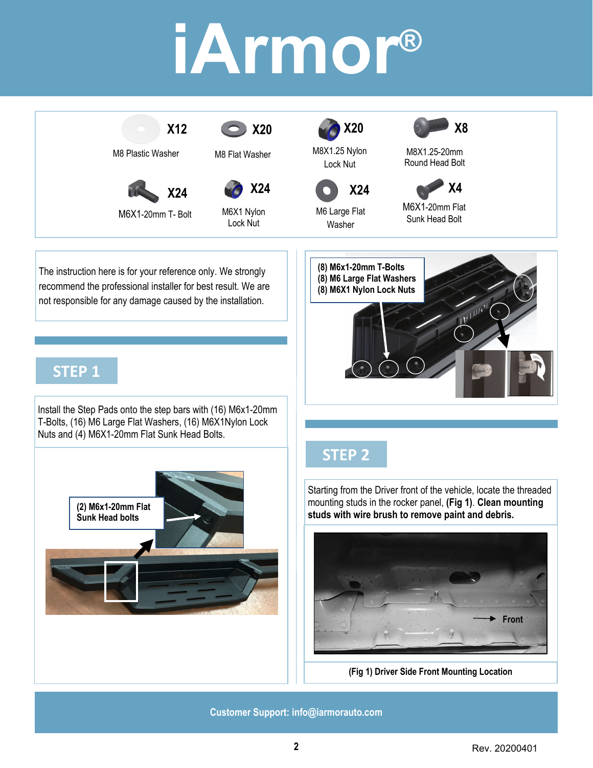# iArmor®

| | | | |
|---|---|---|---|
| X12 M8 Plastic Washer | X20 M8 Flat Washer | X20 M8X1.25 Nylon Lock Nut | X8 M8X1.25-20mm Round Head Bolt |
| X24 M6X1-20mm T- Bolt | X24 M6X1 Nylon Lock Nut | X24 M6 Large Flat Washer | X4 M6X1-20mm Flat Sunk Head Bolt |

The instruction here is for your reference only. We strongly recommend the professional installer for best result. We are not responsible for any damage caused by the installation.

## STEP 1

Install the Step Pads onto the step bars with (16) M6x1-20mm T-Bolts, (16) M6 Large Flat Washers, (16) M6X1Nylon Lock Nuts and (4) M6X1-20mm Flat Sunk Head Bolts.

**(2) M6x1-20mm Flat Sunk Head bolts**

**(8) M6x1-20mm T-Bolts**
**(8) M6 Large Flat Washers**
**(8) M6X1 Nylon Lock Nuts**

## STEP 2

Starting from the Driver front of the vehicle, locate the threaded mounting studs in the rocker panel, **(Fig 1)**. **Clean mounting studs with wire brush to remove paint and debris.**

Front

**(Fig 1) Driver Side Front Mounting Location**

Customer Support: info@iarmorauto.com

Rev. 20200401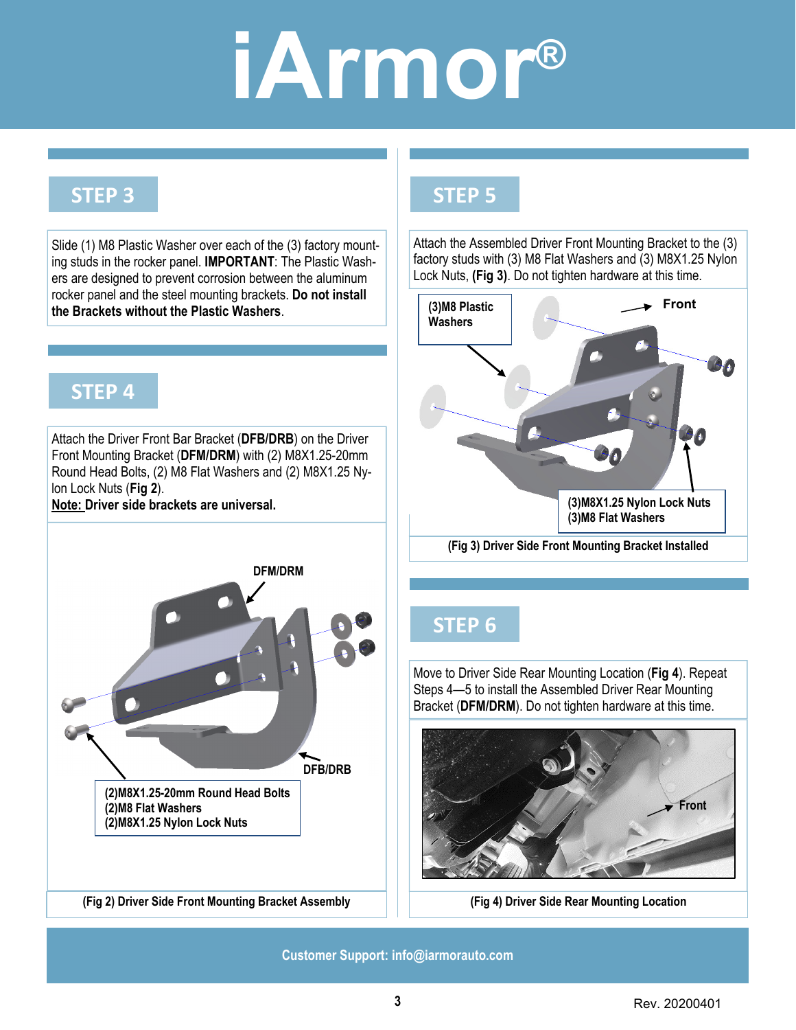# iArmor®

## STEP 3

Slide (1) M8 Plastic Washer over each of the (3) factory mounting studs in the rocker panel. **IMPORTANT**: The Plastic Washers are designed to prevent corrosion between the aluminum rocker panel and the steel mounting brackets. **Do not install the Brackets without the Plastic Washers**.

## STEP 4

Attach the Driver Front Bar Bracket (**DFB/DRB**) on the Driver Front Mounting Bracket (**DFM/DRM**) with (2) M8X1.25-20mm Round Head Bolts, (2) M8 Flat Washers and (2) M8X1.25 Nylon Lock Nuts (**Fig 2**).

**Note: Driver side brackets are universal.**

DFM/DRM

DFB/DRB

(2)M8X1.25-20mm Round Head Bolts
(2)M8 Flat Washers
(2)M8X1.25 Nylon Lock Nuts

**(Fig 2) Driver Side Front Mounting Bracket Assembly**

## STEP 5

Attach the Assembled Driver Front Mounting Bracket to the (3) factory studs with (3) M8 Flat Washers and (3) M8X1.25 Nylon Lock Nuts, **(Fig 3)**. Do not tighten hardware at this time.

(3)M8 Plastic Washers

Front

(3)M8X1.25 Nylon Lock Nuts
(3)M8 Flat Washers

**(Fig 3) Driver Side Front Mounting Bracket Installed**

## STEP 6

Move to Driver Side Rear Mounting Location (**Fig 4**). Repeat Steps 4—5 to install the Assembled Driver Rear Mounting Bracket (**DFM/DRM**). Do not tighten hardware at this time.

Front

**(Fig 4) Driver Side Rear Mounting Location**

Customer Support: info@iarmorauto.com

Rev. 20200401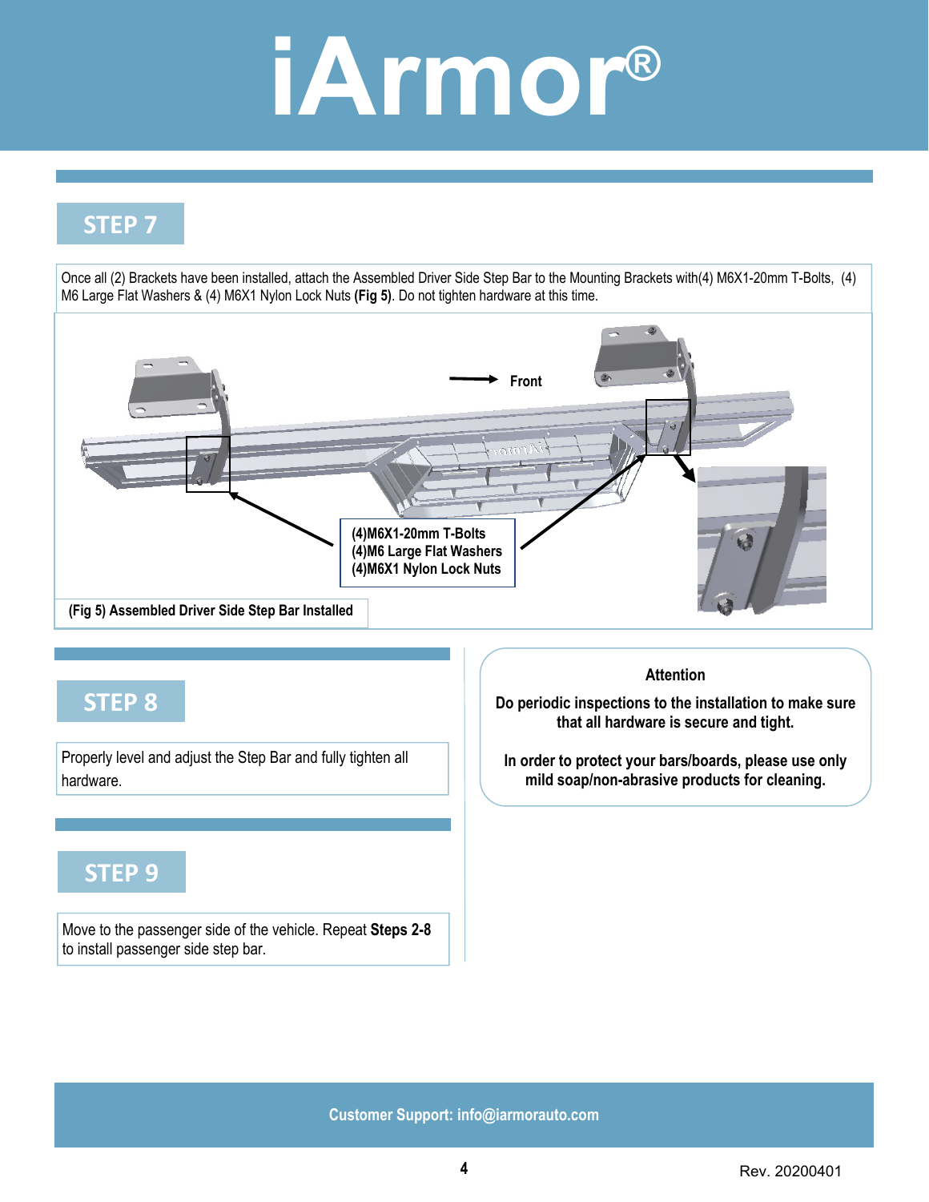# iArmor®

## STEP 7

Once all (2) Brackets have been installed, attach the Assembled Driver Side Step Bar to the Mounting Brackets with(4) M6X1-20mm T-Bolts, (4) M6 Large Flat Washers & (4) M6X1 Nylon Lock Nuts **(Fig 5)**. Do not tighten hardware at this time.

Front

(4)M6X1-20mm T-Bolts
(4)M6 Large Flat Washers
(4)M6X1 Nylon Lock Nuts

(Fig 5) Assembled Driver Side Step Bar Installed

## STEP 8

Properly level and adjust the Step Bar and fully tighten all hardware.

## STEP 9

Move to the passenger side of the vehicle. Repeat **Steps 2-8** to install passenger side step bar.

**Attention**

**Do periodic inspections to the installation to make sure that all hardware is secure and tight.**

**In order to protect your bars/boards, please use only mild soap/non-abrasive products for cleaning.**

Customer Support: info@iarmorauto.com

Rev. 20200401